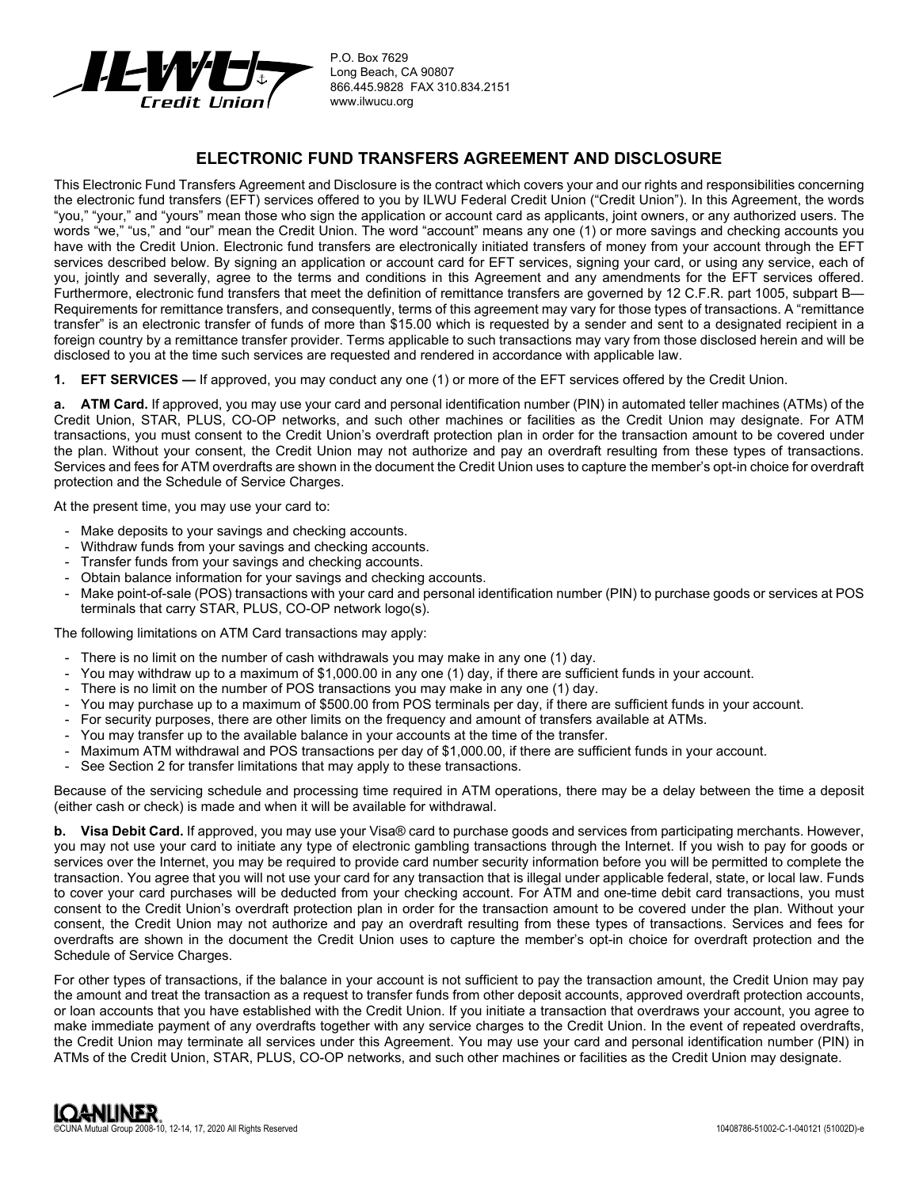P.O. Box 7629
Long Beach, CA 90807
866.445.9828 FAX 310.834.2151
www.ilwucu.org

# ELECTRONIC FUND TRANSFERS AGREEMENT AND DISCLOSURE

This Electronic Fund Transfers Agreement and Disclosure is the contract which covers your and our rights and responsibilities concerning the electronic fund transfers (EFT) services offered to you by ILWU Federal Credit Union ("Credit Union"). In this Agreement, the words "you," "your," and "yours" mean those who sign the application or account card as applicants, joint owners, or any authorized users. The words "we," "us," and "our" mean the Credit Union. The word "account" means any one (1) or more savings and checking accounts you have with the Credit Union. Electronic fund transfers are electronically initiated transfers of money from your account through the EFT services described below. By signing an application or account card for EFT services, signing your card, or using any service, each of you, jointly and severally, agree to the terms and conditions in this Agreement and any amendments for the EFT services offered. Furthermore, electronic fund transfers that meet the definition of remittance transfers are governed by 12 C.F.R. part 1005, subpart B—Requirements for remittance transfers, and consequently, terms of this agreement may vary for those types of transactions. A "remittance transfer" is an electronic transfer of funds of more than $15.00 which is requested by a sender and sent to a designated recipient in a foreign country by a remittance transfer provider. Terms applicable to such transactions may vary from those disclosed herein and will be disclosed to you at the time such services are requested and rendered in accordance with applicable law.

**1. EFT SERVICES —** If approved, you may conduct any one (1) or more of the EFT services offered by the Credit Union.

**a. ATM Card.** If approved, you may use your card and personal identification number (PIN) in automated teller machines (ATMs) of the Credit Union, STAR, PLUS, CO-OP networks, and such other machines or facilities as the Credit Union may designate. For ATM transactions, you must consent to the Credit Union's overdraft protection plan in order for the transaction amount to be covered under the plan. Without your consent, the Credit Union may not authorize and pay an overdraft resulting from these types of transactions. Services and fees for ATM overdrafts are shown in the document the Credit Union uses to capture the member's opt-in choice for overdraft protection and the Schedule of Service Charges.

At the present time, you may use your card to:

- Make deposits to your savings and checking accounts.
- Withdraw funds from your savings and checking accounts.
- Transfer funds from your savings and checking accounts.
- Obtain balance information for your savings and checking accounts.
- Make point-of-sale (POS) transactions with your card and personal identification number (PIN) to purchase goods or services at POS terminals that carry STAR, PLUS, CO-OP network logo(s).

The following limitations on ATM Card transactions may apply:

- There is no limit on the number of cash withdrawals you may make in any one (1) day.
- You may withdraw up to a maximum of $1,000.00 in any one (1) day, if there are sufficient funds in your account.
- There is no limit on the number of POS transactions you may make in any one (1) day.
- You may purchase up to a maximum of $500.00 from POS terminals per day, if there are sufficient funds in your account.
- For security purposes, there are other limits on the frequency and amount of transfers available at ATMs.
- You may transfer up to the available balance in your accounts at the time of the transfer.
- Maximum ATM withdrawal and POS transactions per day of $1,000.00, if there are sufficient funds in your account.
- See Section 2 for transfer limitations that may apply to these transactions.

Because of the servicing schedule and processing time required in ATM operations, there may be a delay between the time a deposit (either cash or check) is made and when it will be available for withdrawal.

**b. Visa Debit Card.** If approved, you may use your Visa® card to purchase goods and services from participating merchants. However, you may not use your card to initiate any type of electronic gambling transactions through the Internet. If you wish to pay for goods or services over the Internet, you may be required to provide card number security information before you will be permitted to complete the transaction. You agree that you will not use your card for any transaction that is illegal under applicable federal, state, or local law. Funds to cover your card purchases will be deducted from your checking account. For ATM and one-time debit card transactions, you must consent to the Credit Union's overdraft protection plan in order for the transaction amount to be covered under the plan. Without your consent, the Credit Union may not authorize and pay an overdraft resulting from these types of transactions. Services and fees for overdrafts are shown in the document the Credit Union uses to capture the member's opt-in choice for overdraft protection and the Schedule of Service Charges.

For other types of transactions, if the balance in your account is not sufficient to pay the transaction amount, the Credit Union may pay the amount and treat the transaction as a request to transfer funds from other deposit accounts, approved overdraft protection accounts, or loan accounts that you have established with the Credit Union. If you initiate a transaction that overdraws your account, you agree to make immediate payment of any overdrafts together with any service charges to the Credit Union. In the event of repeated overdrafts, the Credit Union may terminate all services under this Agreement. You may use your card and personal identification number (PIN) in ATMs of the Credit Union, STAR, PLUS, CO-OP networks, and such other machines or facilities as the Credit Union may designate.

©CUNA Mutual Group 2008-10, 12-14, 17, 2020 All Rights Reserved

10408786-51002-C-1-040121 (51002D)-e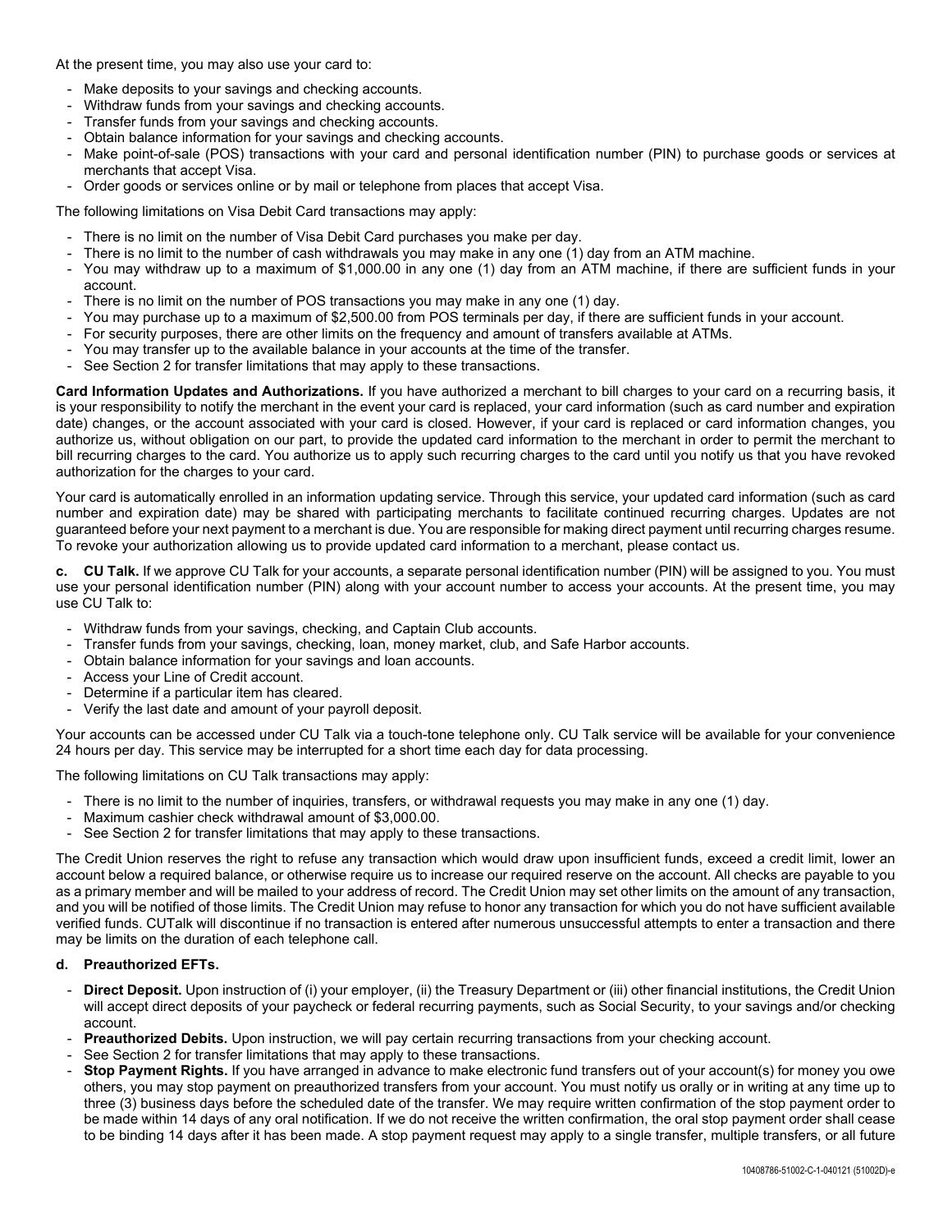At the present time, you may also use your card to:

- Make deposits to your savings and checking accounts.
- Withdraw funds from your savings and checking accounts.
- Transfer funds from your savings and checking accounts.
- Obtain balance information for your savings and checking accounts.
- Make point-of-sale (POS) transactions with your card and personal identification number (PIN) to purchase goods or services at merchants that accept Visa.
- Order goods or services online or by mail or telephone from places that accept Visa.

The following limitations on Visa Debit Card transactions may apply:

- There is no limit on the number of Visa Debit Card purchases you make per day.
- There is no limit to the number of cash withdrawals you may make in any one (1) day from an ATM machine.
- You may withdraw up to a maximum of $1,000.00 in any one (1) day from an ATM machine, if there are sufficient funds in your account.
- There is no limit on the number of POS transactions you may make in any one (1) day.
- You may purchase up to a maximum of $2,500.00 from POS terminals per day, if there are sufficient funds in your account.
- For security purposes, there are other limits on the frequency and amount of transfers available at ATMs.
- You may transfer up to the available balance in your accounts at the time of the transfer.
- See Section 2 for transfer limitations that may apply to these transactions.

**Card Information Updates and Authorizations.** If you have authorized a merchant to bill charges to your card on a recurring basis, it is your responsibility to notify the merchant in the event your card is replaced, your card information (such as card number and expiration date) changes, or the account associated with your card is closed. However, if your card is replaced or card information changes, you authorize us, without obligation on our part, to provide the updated card information to the merchant in order to permit the merchant to bill recurring charges to the card. You authorize us to apply such recurring charges to the card until you notify us that you have revoked authorization for the charges to your card.

Your card is automatically enrolled in an information updating service. Through this service, your updated card information (such as card number and expiration date) may be shared with participating merchants to facilitate continued recurring charges. Updates are not guaranteed before your next payment to a merchant is due. You are responsible for making direct payment until recurring charges resume. To revoke your authorization allowing us to provide updated card information to a merchant, please contact us.

**c. CU Talk.** If we approve CU Talk for your accounts, a separate personal identification number (PIN) will be assigned to you. You must use your personal identification number (PIN) along with your account number to access your accounts. At the present time, you may use CU Talk to:

- Withdraw funds from your savings, checking, and Captain Club accounts.
- Transfer funds from your savings, checking, loan, money market, club, and Safe Harbor accounts.
- Obtain balance information for your savings and loan accounts.
- Access your Line of Credit account.
- Determine if a particular item has cleared.
- Verify the last date and amount of your payroll deposit.

Your accounts can be accessed under CU Talk via a touch-tone telephone only. CU Talk service will be available for your convenience 24 hours per day. This service may be interrupted for a short time each day for data processing.

The following limitations on CU Talk transactions may apply:

- There is no limit to the number of inquiries, transfers, or withdrawal requests you may make in any one (1) day.
- Maximum cashier check withdrawal amount of $3,000.00.
- See Section 2 for transfer limitations that may apply to these transactions.

The Credit Union reserves the right to refuse any transaction which would draw upon insufficient funds, exceed a credit limit, lower an account below a required balance, or otherwise require us to increase our required reserve on the account. All checks are payable to you as a primary member and will be mailed to your address of record. The Credit Union may set other limits on the amount of any transaction, and you will be notified of those limits. The Credit Union may refuse to honor any transaction for which you do not have sufficient available verified funds. CUTalk will discontinue if no transaction is entered after numerous unsuccessful attempts to enter a transaction and there may be limits on the duration of each telephone call.

**d. Preauthorized EFTs.**

- **Direct Deposit.** Upon instruction of (i) your employer, (ii) the Treasury Department or (iii) other financial institutions, the Credit Union will accept direct deposits of your paycheck or federal recurring payments, such as Social Security, to your savings and/or checking account.
- **Preauthorized Debits.** Upon instruction, we will pay certain recurring transactions from your checking account.
- See Section 2 for transfer limitations that may apply to these transactions.
- **Stop Payment Rights.** If you have arranged in advance to make electronic fund transfers out of your account(s) for money you owe others, you may stop payment on preauthorized transfers from your account. You must notify us orally or in writing at any time up to three (3) business days before the scheduled date of the transfer. We may require written confirmation of the stop payment order to be made within 14 days of any oral notification. If we do not receive the written confirmation, the oral stop payment order shall cease to be binding 14 days after it has been made. A stop payment request may apply to a single transfer, multiple transfers, or all future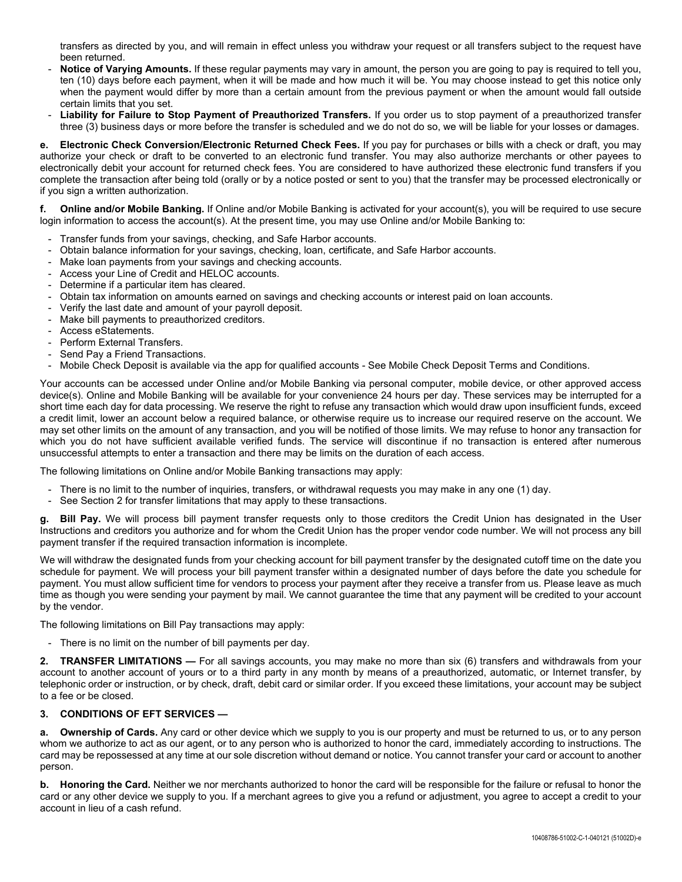transfers as directed by you, and will remain in effect unless you withdraw your request or all transfers subject to the request have been returned.

- **Notice of Varying Amounts.** If these regular payments may vary in amount, the person you are going to pay is required to tell you, ten (10) days before each payment, when it will be made and how much it will be. You may choose instead to get this notice only when the payment would differ by more than a certain amount from the previous payment or when the amount would fall outside certain limits that you set.
- **Liability for Failure to Stop Payment of Preauthorized Transfers.** If you order us to stop payment of a preauthorized transfer three (3) business days or more before the transfer is scheduled and we do not do so, we will be liable for your losses or damages.

**e. Electronic Check Conversion/Electronic Returned Check Fees.** If you pay for purchases or bills with a check or draft, you may authorize your check or draft to be converted to an electronic fund transfer. You may also authorize merchants or other payees to electronically debit your account for returned check fees. You are considered to have authorized these electronic fund transfers if you complete the transaction after being told (orally or by a notice posted or sent to you) that the transfer may be processed electronically or if you sign a written authorization.

**f. Online and/or Mobile Banking.** If Online and/or Mobile Banking is activated for your account(s), you will be required to use secure login information to access the account(s). At the present time, you may use Online and/or Mobile Banking to:

- Transfer funds from your savings, checking, and Safe Harbor accounts.
- Obtain balance information for your savings, checking, loan, certificate, and Safe Harbor accounts.
- Make loan payments from your savings and checking accounts.
- Access your Line of Credit and HELOC accounts.
- Determine if a particular item has cleared.
- Obtain tax information on amounts earned on savings and checking accounts or interest paid on loan accounts.
- Verify the last date and amount of your payroll deposit.
- Make bill payments to preauthorized creditors.
- Access eStatements.
- Perform External Transfers.
- Send Pay a Friend Transactions.
- Mobile Check Deposit is available via the app for qualified accounts - See Mobile Check Deposit Terms and Conditions.

Your accounts can be accessed under Online and/or Mobile Banking via personal computer, mobile device, or other approved access device(s). Online and Mobile Banking will be available for your convenience 24 hours per day. These services may be interrupted for a short time each day for data processing. We reserve the right to refuse any transaction which would draw upon insufficient funds, exceed a credit limit, lower an account below a required balance, or otherwise require us to increase our required reserve on the account. We may set other limits on the amount of any transaction, and you will be notified of those limits. We may refuse to honor any transaction for which you do not have sufficient available verified funds. The service will discontinue if no transaction is entered after numerous unsuccessful attempts to enter a transaction and there may be limits on the duration of each access.

The following limitations on Online and/or Mobile Banking transactions may apply:

- There is no limit to the number of inquiries, transfers, or withdrawal requests you may make in any one (1) day.
- See Section 2 for transfer limitations that may apply to these transactions.

**g. Bill Pay.** We will process bill payment transfer requests only to those creditors the Credit Union has designated in the User Instructions and creditors you authorize and for whom the Credit Union has the proper vendor code number. We will not process any bill payment transfer if the required transaction information is incomplete.

We will withdraw the designated funds from your checking account for bill payment transfer by the designated cutoff time on the date you schedule for payment. We will process your bill payment transfer within a designated number of days before the date you schedule for payment. You must allow sufficient time for vendors to process your payment after they receive a transfer from us. Please leave as much time as though you were sending your payment by mail. We cannot guarantee the time that any payment will be credited to your account by the vendor.

The following limitations on Bill Pay transactions may apply:

- There is no limit on the number of bill payments per day.

**2. TRANSFER LIMITATIONS —** For all savings accounts, you may make no more than six (6) transfers and withdrawals from your account to another account of yours or to a third party in any month by means of a preauthorized, automatic, or Internet transfer, by telephonic order or instruction, or by check, draft, debit card or similar order. If you exceed these limitations, your account may be subject to a fee or be closed.

**3. CONDITIONS OF EFT SERVICES —**

**a. Ownership of Cards.** Any card or other device which we supply to you is our property and must be returned to us, or to any person whom we authorize to act as our agent, or to any person who is authorized to honor the card, immediately according to instructions. The card may be repossessed at any time at our sole discretion without demand or notice. You cannot transfer your card or account to another person.

**b. Honoring the Card.** Neither we nor merchants authorized to honor the card will be responsible for the failure or refusal to honor the card or any other device we supply to you. If a merchant agrees to give you a refund or adjustment, you agree to accept a credit to your account in lieu of a cash refund.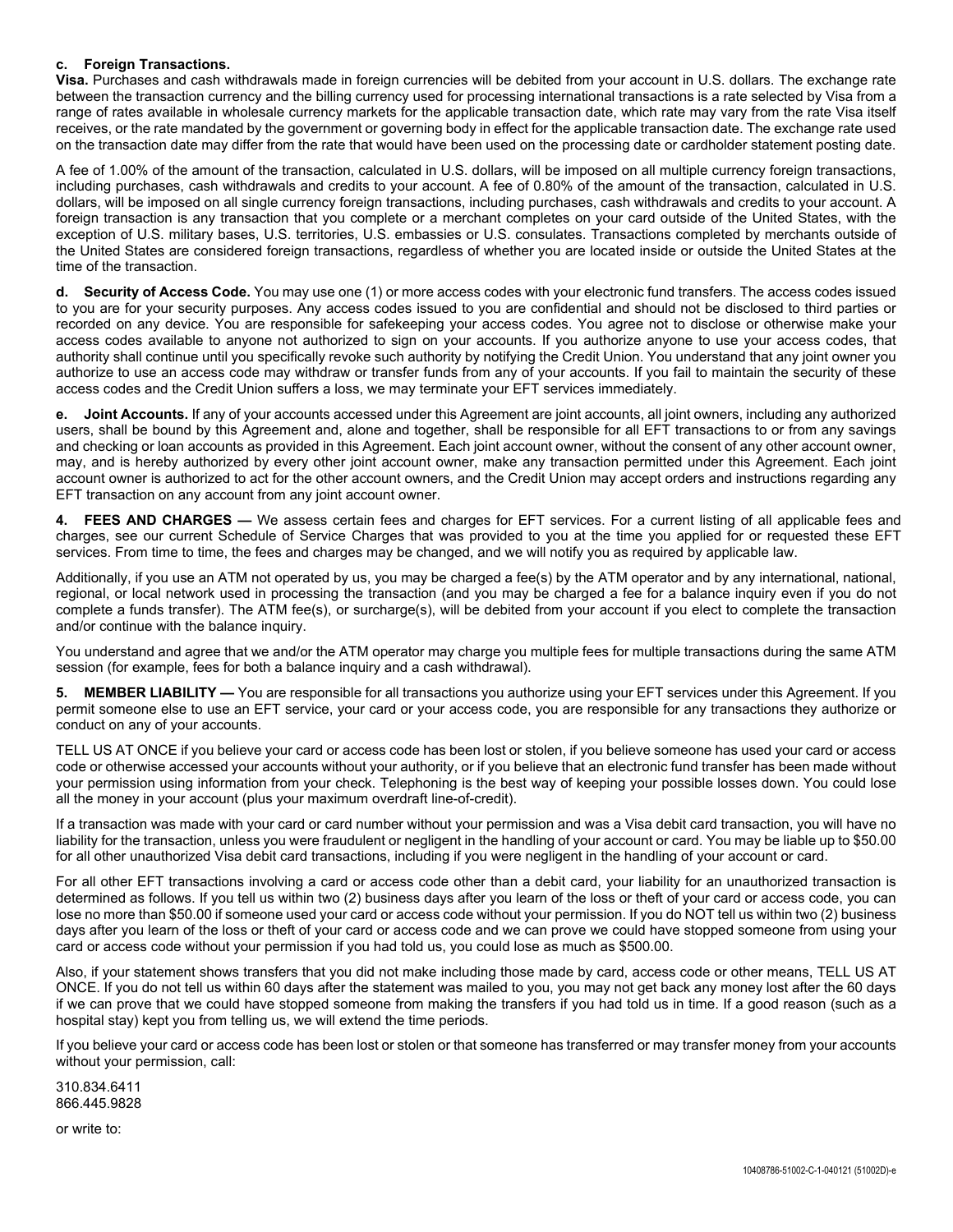**c. Foreign Transactions.**

**Visa.** Purchases and cash withdrawals made in foreign currencies will be debited from your account in U.S. dollars. The exchange rate between the transaction currency and the billing currency used for processing international transactions is a rate selected by Visa from a range of rates available in wholesale currency markets for the applicable transaction date, which rate may vary from the rate Visa itself receives, or the rate mandated by the government or governing body in effect for the applicable transaction date. The exchange rate used on the transaction date may differ from the rate that would have been used on the processing date or cardholder statement posting date.

A fee of 1.00% of the amount of the transaction, calculated in U.S. dollars, will be imposed on all multiple currency foreign transactions, including purchases, cash withdrawals and credits to your account. A fee of 0.80% of the amount of the transaction, calculated in U.S. dollars, will be imposed on all single currency foreign transactions, including purchases, cash withdrawals and credits to your account. A foreign transaction is any transaction that you complete or a merchant completes on your card outside of the United States, with the exception of U.S. military bases, U.S. territories, U.S. embassies or U.S. consulates. Transactions completed by merchants outside of the United States are considered foreign transactions, regardless of whether you are located inside or outside the United States at the time of the transaction.

**d. Security of Access Code.** You may use one (1) or more access codes with your electronic fund transfers. The access codes issued to you are for your security purposes. Any access codes issued to you are confidential and should not be disclosed to third parties or recorded on any device. You are responsible for safekeeping your access codes. You agree not to disclose or otherwise make your access codes available to anyone not authorized to sign on your accounts. If you authorize anyone to use your access codes, that authority shall continue until you specifically revoke such authority by notifying the Credit Union. You understand that any joint owner you authorize to use an access code may withdraw or transfer funds from any of your accounts. If you fail to maintain the security of these access codes and the Credit Union suffers a loss, we may terminate your EFT services immediately.

**e. Joint Accounts.** If any of your accounts accessed under this Agreement are joint accounts, all joint owners, including any authorized users, shall be bound by this Agreement and, alone and together, shall be responsible for all EFT transactions to or from any savings and checking or loan accounts as provided in this Agreement. Each joint account owner, without the consent of any other account owner, may, and is hereby authorized by every other joint account owner, make any transaction permitted under this Agreement. Each joint account owner is authorized to act for the other account owners, and the Credit Union may accept orders and instructions regarding any EFT transaction on any account from any joint account owner.

**4. FEES AND CHARGES —** We assess certain fees and charges for EFT services. For a current listing of all applicable fees and charges, see our current Schedule of Service Charges that was provided to you at the time you applied for or requested these EFT services. From time to time, the fees and charges may be changed, and we will notify you as required by applicable law.

Additionally, if you use an ATM not operated by us, you may be charged a fee(s) by the ATM operator and by any international, national, regional, or local network used in processing the transaction (and you may be charged a fee for a balance inquiry even if you do not complete a funds transfer). The ATM fee(s), or surcharge(s), will be debited from your account if you elect to complete the transaction and/or continue with the balance inquiry.

You understand and agree that we and/or the ATM operator may charge you multiple fees for multiple transactions during the same ATM session (for example, fees for both a balance inquiry and a cash withdrawal).

**5. MEMBER LIABILITY —** You are responsible for all transactions you authorize using your EFT services under this Agreement. If you permit someone else to use an EFT service, your card or your access code, you are responsible for any transactions they authorize or conduct on any of your accounts.

TELL US AT ONCE if you believe your card or access code has been lost or stolen, if you believe someone has used your card or access code or otherwise accessed your accounts without your authority, or if you believe that an electronic fund transfer has been made without your permission using information from your check. Telephoning is the best way of keeping your possible losses down. You could lose all the money in your account (plus your maximum overdraft line-of-credit).

If a transaction was made with your card or card number without your permission and was a Visa debit card transaction, you will have no liability for the transaction, unless you were fraudulent or negligent in the handling of your account or card. You may be liable up to $50.00 for all other unauthorized Visa debit card transactions, including if you were negligent in the handling of your account or card.

For all other EFT transactions involving a card or access code other than a debit card, your liability for an unauthorized transaction is determined as follows. If you tell us within two (2) business days after you learn of the loss or theft of your card or access code, you can lose no more than $50.00 if someone used your card or access code without your permission. If you do NOT tell us within two (2) business days after you learn of the loss or theft of your card or access code and we can prove we could have stopped someone from using your card or access code without your permission if you had told us, you could lose as much as $500.00.

Also, if your statement shows transfers that you did not make including those made by card, access code or other means, TELL US AT ONCE. If you do not tell us within 60 days after the statement was mailed to you, you may not get back any money lost after the 60 days if we can prove that we could have stopped someone from making the transfers if you had told us in time. If a good reason (such as a hospital stay) kept you from telling us, we will extend the time periods.

If you believe your card or access code has been lost or stolen or that someone has transferred or may transfer money from your accounts without your permission, call:

310.834.6411
866.445.9828

or write to: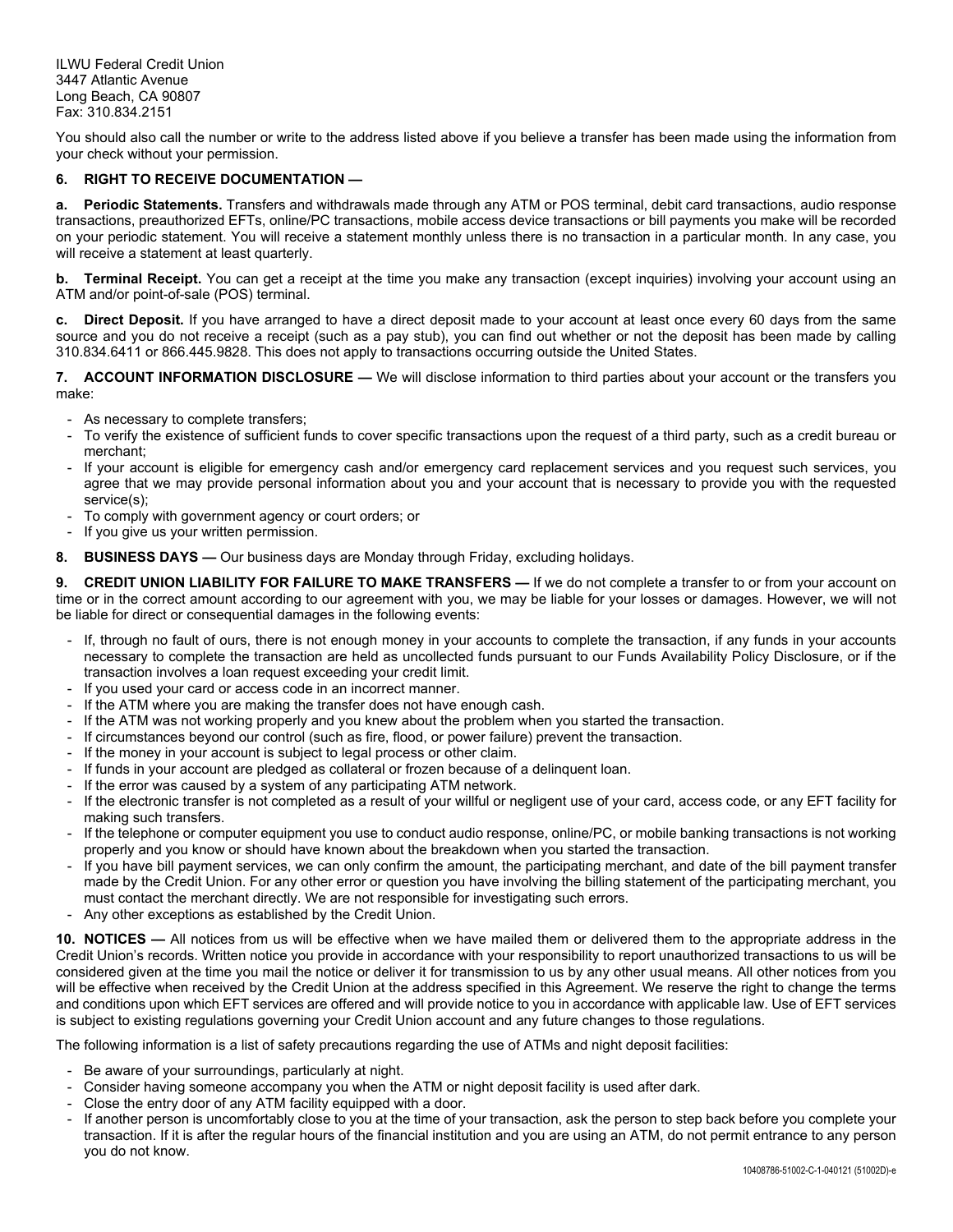ILWU Federal Credit Union
3447 Atlantic Avenue
Long Beach, CA 90807
Fax: 310.834.2151

You should also call the number or write to the address listed above if you believe a transfer has been made using the information from your check without your permission.

**6. RIGHT TO RECEIVE DOCUMENTATION —**

**a. Periodic Statements.** Transfers and withdrawals made through any ATM or POS terminal, debit card transactions, audio response transactions, preauthorized EFTs, online/PC transactions, mobile access device transactions or bill payments you make will be recorded on your periodic statement. You will receive a statement monthly unless there is no transaction in a particular month. In any case, you will receive a statement at least quarterly.

**b. Terminal Receipt.** You can get a receipt at the time you make any transaction (except inquiries) involving your account using an ATM and/or point-of-sale (POS) terminal.

**c. Direct Deposit.** If you have arranged to have a direct deposit made to your account at least once every 60 days from the same source and you do not receive a receipt (such as a pay stub), you can find out whether or not the deposit has been made by calling 310.834.6411 or 866.445.9828. This does not apply to transactions occurring outside the United States.

**7. ACCOUNT INFORMATION DISCLOSURE —** We will disclose information to third parties about your account or the transfers you make:

- As necessary to complete transfers;
- To verify the existence of sufficient funds to cover specific transactions upon the request of a third party, such as a credit bureau or merchant;
- If your account is eligible for emergency cash and/or emergency card replacement services and you request such services, you agree that we may provide personal information about you and your account that is necessary to provide you with the requested service(s);
- To comply with government agency or court orders; or
- If you give us your written permission.

**8. BUSINESS DAYS —** Our business days are Monday through Friday, excluding holidays.

**9. CREDIT UNION LIABILITY FOR FAILURE TO MAKE TRANSFERS —** If we do not complete a transfer to or from your account on time or in the correct amount according to our agreement with you, we may be liable for your losses or damages. However, we will not be liable for direct or consequential damages in the following events:

- If, through no fault of ours, there is not enough money in your accounts to complete the transaction, if any funds in your accounts necessary to complete the transaction are held as uncollected funds pursuant to our Funds Availability Policy Disclosure, or if the transaction involves a loan request exceeding your credit limit.
- If you used your card or access code in an incorrect manner.
- If the ATM where you are making the transfer does not have enough cash.
- If the ATM was not working properly and you knew about the problem when you started the transaction.
- If circumstances beyond our control (such as fire, flood, or power failure) prevent the transaction.
- If the money in your account is subject to legal process or other claim.
- If funds in your account are pledged as collateral or frozen because of a delinquent loan.
- If the error was caused by a system of any participating ATM network.
- If the electronic transfer is not completed as a result of your willful or negligent use of your card, access code, or any EFT facility for making such transfers.
- If the telephone or computer equipment you use to conduct audio response, online/PC, or mobile banking transactions is not working properly and you know or should have known about the breakdown when you started the transaction.
- If you have bill payment services, we can only confirm the amount, the participating merchant, and date of the bill payment transfer made by the Credit Union. For any other error or question you have involving the billing statement of the participating merchant, you must contact the merchant directly. We are not responsible for investigating such errors.
- Any other exceptions as established by the Credit Union.

**10. NOTICES —** All notices from us will be effective when we have mailed them or delivered them to the appropriate address in the Credit Union's records. Written notice you provide in accordance with your responsibility to report unauthorized transactions to us will be considered given at the time you mail the notice or deliver it for transmission to us by any other usual means. All other notices from you will be effective when received by the Credit Union at the address specified in this Agreement. We reserve the right to change the terms and conditions upon which EFT services are offered and will provide notice to you in accordance with applicable law. Use of EFT services is subject to existing regulations governing your Credit Union account and any future changes to those regulations.

The following information is a list of safety precautions regarding the use of ATMs and night deposit facilities:

- Be aware of your surroundings, particularly at night.
- Consider having someone accompany you when the ATM or night deposit facility is used after dark.
- Close the entry door of any ATM facility equipped with a door.
- If another person is uncomfortably close to you at the time of your transaction, ask the person to step back before you complete your transaction. If it is after the regular hours of the financial institution and you are using an ATM, do not permit entrance to any person you do not know.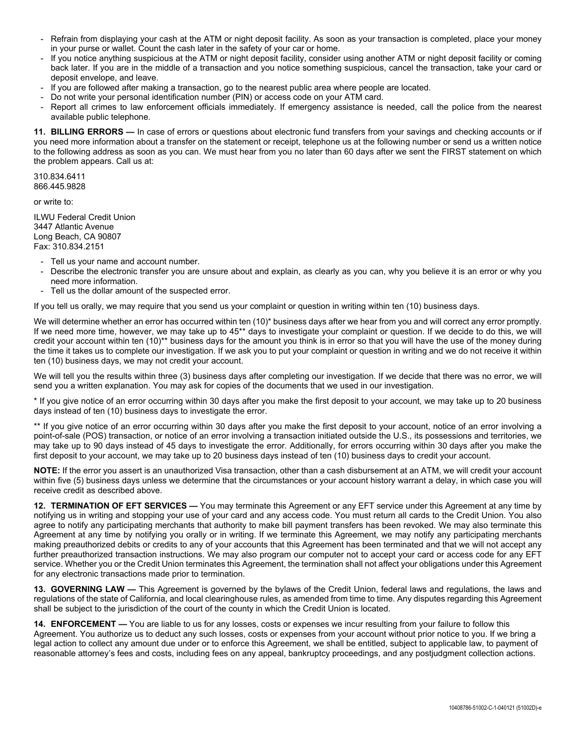- Refrain from displaying your cash at the ATM or night deposit facility. As soon as your transaction is completed, place your money in your purse or wallet. Count the cash later in the safety of your car or home.
- If you notice anything suspicious at the ATM or night deposit facility, consider using another ATM or night deposit facility or coming back later. If you are in the middle of a transaction and you notice something suspicious, cancel the transaction, take your card or deposit envelope, and leave.
- If you are followed after making a transaction, go to the nearest public area where people are located.
- Do not write your personal identification number (PIN) or access code on your ATM card.
- Report all crimes to law enforcement officials immediately. If emergency assistance is needed, call the police from the nearest available public telephone.

**11. BILLING ERRORS —** In case of errors or questions about electronic fund transfers from your savings and checking accounts or if you need more information about a transfer on the statement or receipt, telephone us at the following number or send us a written notice to the following address as soon as you can. We must hear from you no later than 60 days after we sent the FIRST statement on which the problem appears. Call us at:

310.834.6411
866.445.9828

or write to:

ILWU Federal Credit Union
3447 Atlantic Avenue
Long Beach, CA 90807
Fax: 310.834.2151

- Tell us your name and account number.
- Describe the electronic transfer you are unsure about and explain, as clearly as you can, why you believe it is an error or why you need more information.
- Tell us the dollar amount of the suspected error.

If you tell us orally, we may require that you send us your complaint or question in writing within ten (10) business days.

We will determine whether an error has occurred within ten (10)* business days after we hear from you and will correct any error promptly. If we need more time, however, we may take up to 45** days to investigate your complaint or question. If we decide to do this, we will credit your account within ten (10)** business days for the amount you think is in error so that you will have the use of the money during the time it takes us to complete our investigation. If we ask you to put your complaint or question in writing and we do not receive it within ten (10) business days, we may not credit your account.

We will tell you the results within three (3) business days after completing our investigation. If we decide that there was no error, we will send you a written explanation. You may ask for copies of the documents that we used in our investigation.

* If you give notice of an error occurring within 30 days after you make the first deposit to your account, we may take up to 20 business days instead of ten (10) business days to investigate the error.

** If you give notice of an error occurring within 30 days after you make the first deposit to your account, notice of an error involving a point-of-sale (POS) transaction, or notice of an error involving a transaction initiated outside the U.S., its possessions and territories, we may take up to 90 days instead of 45 days to investigate the error. Additionally, for errors occurring within 30 days after you make the first deposit to your account, we may take up to 20 business days instead of ten (10) business days to credit your account.

**NOTE:** If the error you assert is an unauthorized Visa transaction, other than a cash disbursement at an ATM, we will credit your account within five (5) business days unless we determine that the circumstances or your account history warrant a delay, in which case you will receive credit as described above.

**12. TERMINATION OF EFT SERVICES —** You may terminate this Agreement or any EFT service under this Agreement at any time by notifying us in writing and stopping your use of your card and any access code. You must return all cards to the Credit Union. You also agree to notify any participating merchants that authority to make bill payment transfers has been revoked. We may also terminate this Agreement at any time by notifying you orally or in writing. If we terminate this Agreement, we may notify any participating merchants making preauthorized debits or credits to any of your accounts that this Agreement has been terminated and that we will not accept any further preauthorized transaction instructions. We may also program our computer not to accept your card or access code for any EFT service. Whether you or the Credit Union terminates this Agreement, the termination shall not affect your obligations under this Agreement for any electronic transactions made prior to termination.

**13. GOVERNING LAW —** This Agreement is governed by the bylaws of the Credit Union, federal laws and regulations, the laws and regulations of the state of California, and local clearinghouse rules, as amended from time to time. Any disputes regarding this Agreement shall be subject to the jurisdiction of the court of the county in which the Credit Union is located.

**14. ENFORCEMENT —** You are liable to us for any losses, costs or expenses we incur resulting from your failure to follow this Agreement. You authorize us to deduct any such losses, costs or expenses from your account without prior notice to you. If we bring a legal action to collect any amount due under or to enforce this Agreement, we shall be entitled, subject to applicable law, to payment of reasonable attorney's fees and costs, including fees on any appeal, bankruptcy proceedings, and any postjudgment collection actions.

10408786-51002-C-1-040121 (51002D)-e